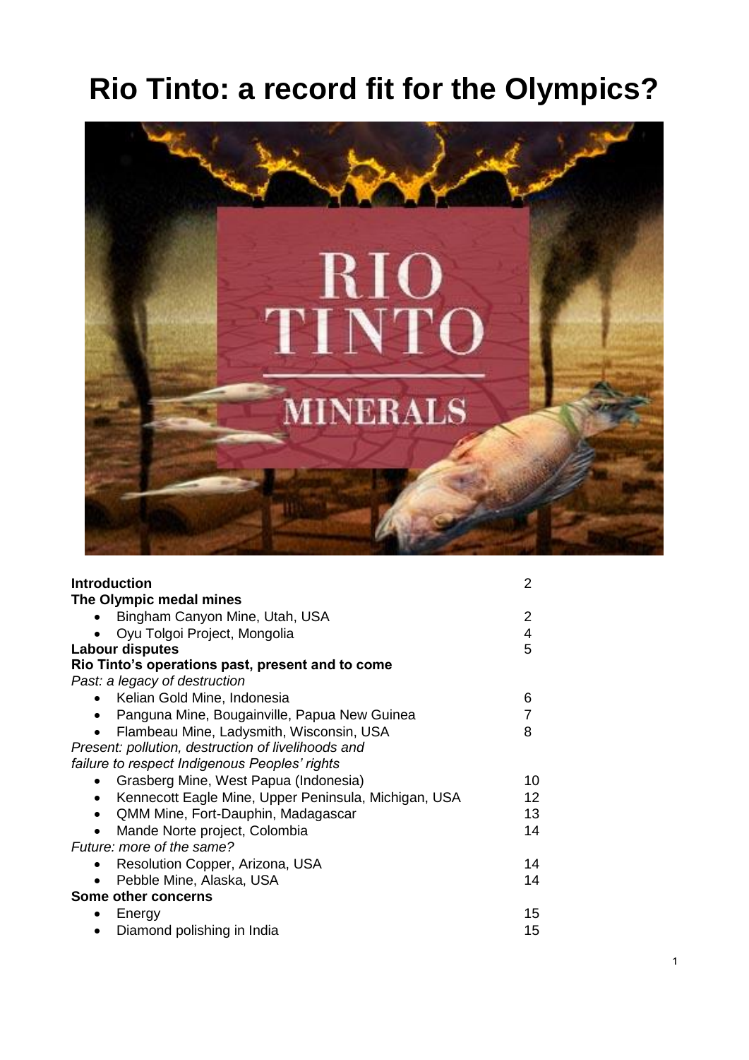# Rio Tinto: a record fit for the Olympics?

| | |
|---|---|
| **Introduction** | 2 |
| **The Olympic medal mines** | |
| • Bingham Canyon Mine, Utah, USA | 2 |
| • Oyu Tolgoi Project, Mongolia | 4 |
| **Labour disputes** | 5 |
| **Rio Tinto's operations past, present and to come** | |
| *Past: a legacy of destruction* | |
| • Kelian Gold Mine, Indonesia | 6 |
| • Panguna Mine, Bougainville, Papua New Guinea | 7 |
| • Flambeau Mine, Ladysmith, Wisconsin, USA | 8 |
| *Present: pollution, destruction of livelihoods and failure to respect Indigenous Peoples' rights* | |
| • Grasberg Mine, West Papua (Indonesia) | 10 |
| • Kennecott Eagle Mine, Upper Peninsula, Michigan, USA | 12 |
| • QMM Mine, Fort-Dauphin, Madagascar | 13 |
| • Mande Norte project, Colombia | 14 |
| *Future: more of the same?* | |
| • Resolution Copper, Arizona, USA | 14 |
| • Pebble Mine, Alaska, USA | 14 |
| **Some other concerns** | |
| • Energy | 15 |
| • Diamond polishing in India | 15 |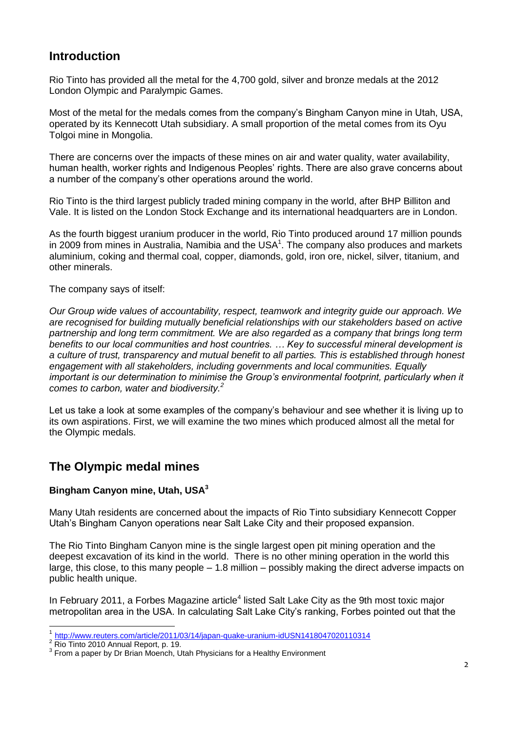## Introduction

Rio Tinto has provided all the metal for the 4,700 gold, silver and bronze medals at the 2012 London Olympic and Paralympic Games.

Most of the metal for the medals comes from the company's Bingham Canyon mine in Utah, USA, operated by its Kennecott Utah subsidiary. A small proportion of the metal comes from its Oyu Tolgoi mine in Mongolia.

There are concerns over the impacts of these mines on air and water quality, water availability, human health, worker rights and Indigenous Peoples' rights. There are also grave concerns about a number of the company's other operations around the world.

Rio Tinto is the third largest publicly traded mining company in the world, after BHP Billiton and Vale. It is listed on the London Stock Exchange and its international headquarters are in London.

As the fourth biggest uranium producer in the world, Rio Tinto produced around 17 million pounds in 2009 from mines in Australia, Namibia and the USA[1]. The company also produces and markets aluminium, coking and thermal coal, copper, diamonds, gold, iron ore, nickel, silver, titanium, and other minerals.

The company says of itself:

*Our Group wide values of accountability, respect, teamwork and integrity guide our approach. We are recognised for building mutually beneficial relationships with our stakeholders based on active partnership and long term commitment. We are also regarded as a company that brings long term benefits to our local communities and host countries. … Key to successful mineral development is a culture of trust, transparency and mutual benefit to all parties. This is established through honest engagement with all stakeholders, including governments and local communities. Equally important is our determination to minimise the Group's environmental footprint, particularly when it comes to carbon, water and biodiversity.*[2]

Let us take a look at some examples of the company's behaviour and see whether it is living up to its own aspirations. First, we will examine the two mines which produced almost all the metal for the Olympic medals.

## The Olympic medal mines

### Bingham Canyon mine, Utah, USA[3]

Many Utah residents are concerned about the impacts of Rio Tinto subsidiary Kennecott Copper Utah's Bingham Canyon operations near Salt Lake City and their proposed expansion.

The Rio Tinto Bingham Canyon mine is the single largest open pit mining operation and the deepest excavation of its kind in the world. There is no other mining operation in the world this large, this close, to this many people – 1.8 million – possibly making the direct adverse impacts on public health unique.

In February 2011, a Forbes Magazine article[4] listed Salt Lake City as the 9th most toxic major metropolitan area in the USA. In calculating Salt Lake City's ranking, Forbes pointed out that the

---

[1] http://www.reuters.com/article/2011/03/14/japan-quake-uranium-idUSN1418047020110314

[2] Rio Tinto 2010 Annual Report, p. 19.

[3] From a paper by Dr Brian Moench, Utah Physicians for a Healthy Environment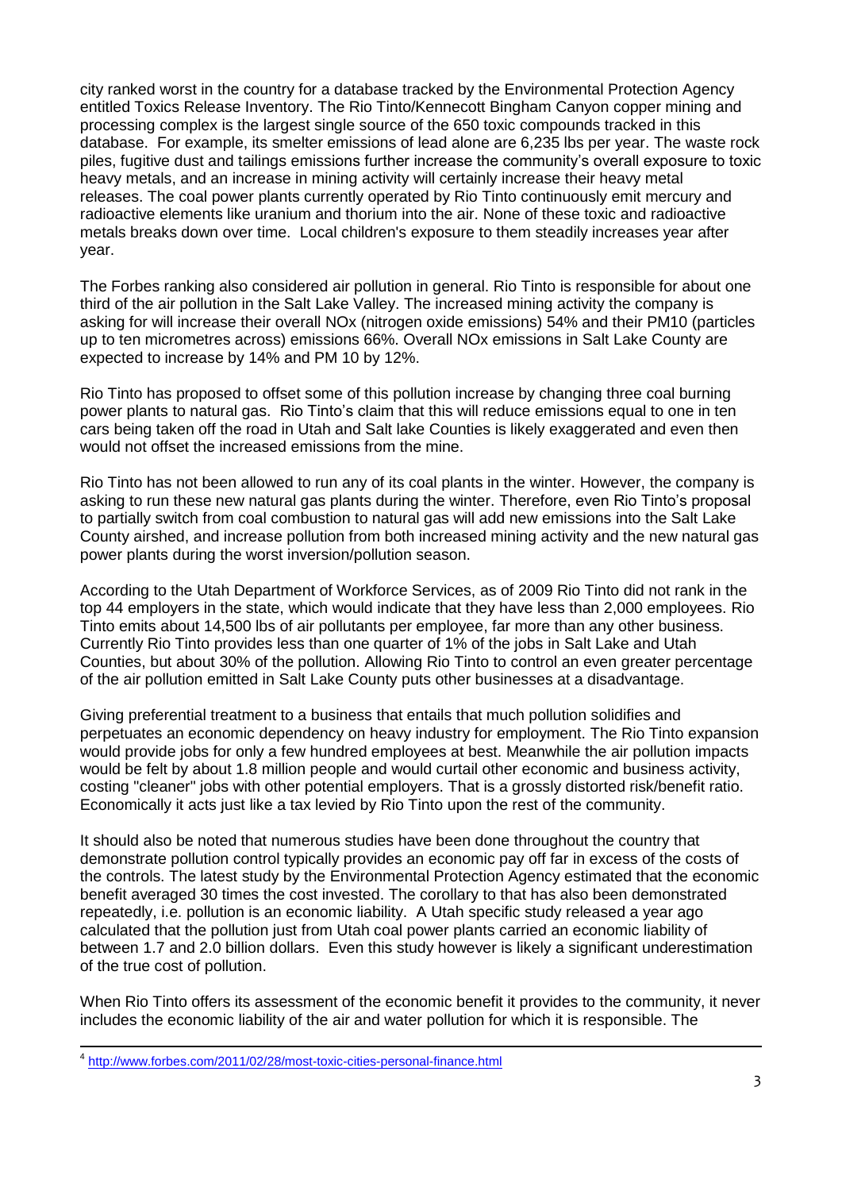city ranked worst in the country for a database tracked by the Environmental Protection Agency entitled Toxics Release Inventory. The Rio Tinto/Kennecott Bingham Canyon copper mining and processing complex is the largest single source of the 650 toxic compounds tracked in this database. For example, its smelter emissions of lead alone are 6,235 lbs per year. The waste rock piles, fugitive dust and tailings emissions further increase the community's overall exposure to toxic heavy metals, and an increase in mining activity will certainly increase their heavy metal releases. The coal power plants currently operated by Rio Tinto continuously emit mercury and radioactive elements like uranium and thorium into the air. None of these toxic and radioactive metals breaks down over time. Local children's exposure to them steadily increases year after year.

The Forbes ranking also considered air pollution in general. Rio Tinto is responsible for about one third of the air pollution in the Salt Lake Valley. The increased mining activity the company is asking for will increase their overall NOx (nitrogen oxide emissions) 54% and their PM10 (particles up to ten micrometres across) emissions 66%. Overall NOx emissions in Salt Lake County are expected to increase by 14% and PM 10 by 12%.

Rio Tinto has proposed to offset some of this pollution increase by changing three coal burning power plants to natural gas. Rio Tinto's claim that this will reduce emissions equal to one in ten cars being taken off the road in Utah and Salt lake Counties is likely exaggerated and even then would not offset the increased emissions from the mine.

Rio Tinto has not been allowed to run any of its coal plants in the winter. However, the company is asking to run these new natural gas plants during the winter. Therefore, even Rio Tinto's proposal to partially switch from coal combustion to natural gas will add new emissions into the Salt Lake County airshed, and increase pollution from both increased mining activity and the new natural gas power plants during the worst inversion/pollution season.

According to the Utah Department of Workforce Services, as of 2009 Rio Tinto did not rank in the top 44 employers in the state, which would indicate that they have less than 2,000 employees. Rio Tinto emits about 14,500 lbs of air pollutants per employee, far more than any other business. Currently Rio Tinto provides less than one quarter of 1% of the jobs in Salt Lake and Utah Counties, but about 30% of the pollution. Allowing Rio Tinto to control an even greater percentage of the air pollution emitted in Salt Lake County puts other businesses at a disadvantage.

Giving preferential treatment to a business that entails that much pollution solidifies and perpetuates an economic dependency on heavy industry for employment. The Rio Tinto expansion would provide jobs for only a few hundred employees at best. Meanwhile the air pollution impacts would be felt by about 1.8 million people and would curtail other economic and business activity, costing "cleaner" jobs with other potential employers. That is a grossly distorted risk/benefit ratio. Economically it acts just like a tax levied by Rio Tinto upon the rest of the community.

It should also be noted that numerous studies have been done throughout the country that demonstrate pollution control typically provides an economic pay off far in excess of the costs of the controls. The latest study by the Environmental Protection Agency estimated that the economic benefit averaged 30 times the cost invested. The corollary to that has also been demonstrated repeatedly, i.e. pollution is an economic liability. A Utah specific study released a year ago calculated that the pollution just from Utah coal power plants carried an economic liability of between 1.7 and 2.0 billion dollars. Even this study however is likely a significant underestimation of the true cost of pollution.

When Rio Tinto offers its assessment of the economic benefit it provides to the community, it never includes the economic liability of the air and water pollution for which it is responsible. The

---

[4] http://www.forbes.com/2011/02/28/most-toxic-cities-personal-finance.html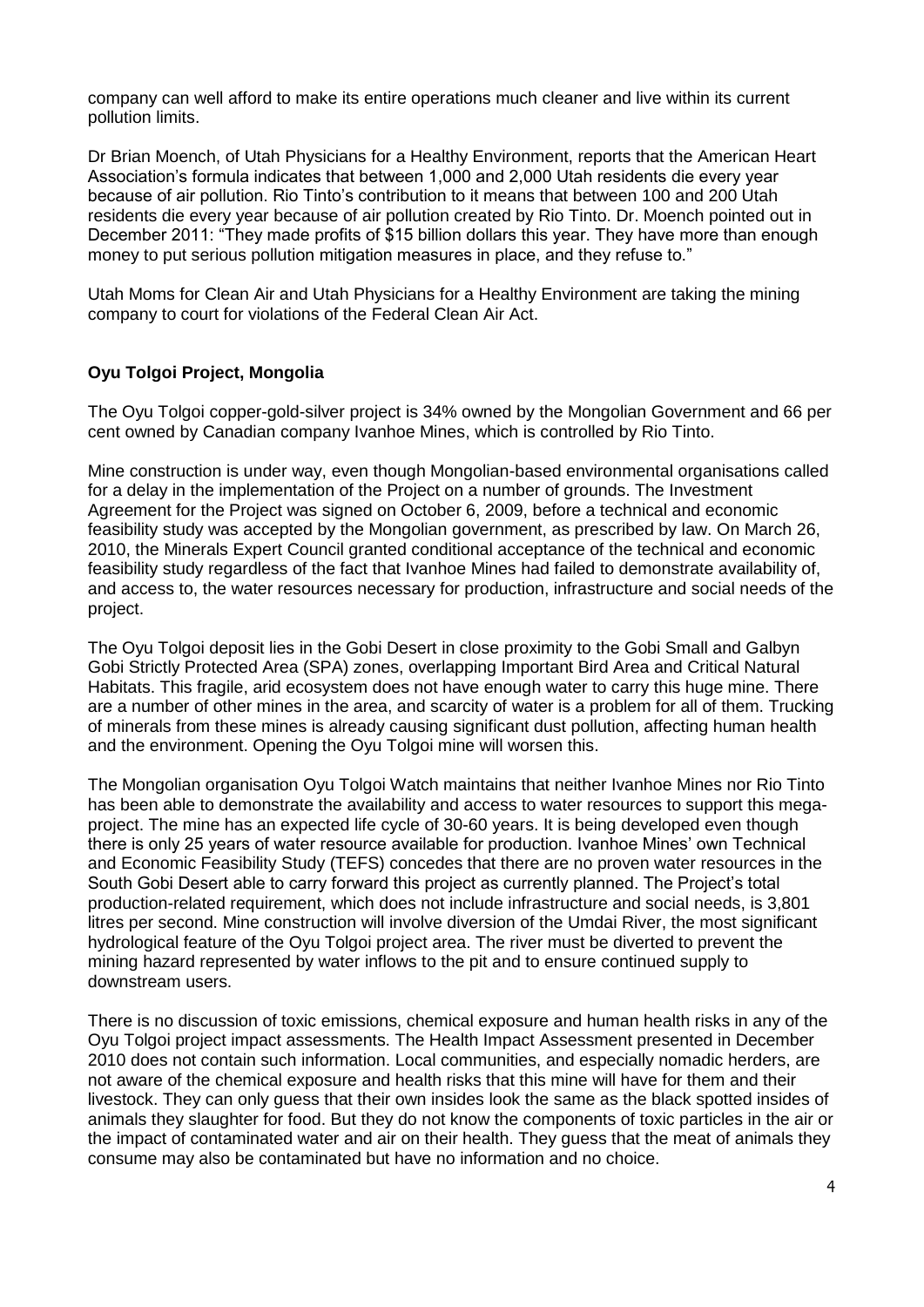company can well afford to make its entire operations much cleaner and live within its current pollution limits.

Dr Brian Moench, of Utah Physicians for a Healthy Environment, reports that the American Heart Association's formula indicates that between 1,000 and 2,000 Utah residents die every year because of air pollution. Rio Tinto's contribution to it means that between 100 and 200 Utah residents die every year because of air pollution created by Rio Tinto. Dr. Moench pointed out in December 2011: "They made profits of $15 billion dollars this year. They have more than enough money to put serious pollution mitigation measures in place, and they refuse to."

Utah Moms for Clean Air and Utah Physicians for a Healthy Environment are taking the mining company to court for violations of the Federal Clean Air Act.

**Oyu Tolgoi Project, Mongolia**

The Oyu Tolgoi copper-gold-silver project is 34% owned by the Mongolian Government and 66 per cent owned by Canadian company Ivanhoe Mines, which is controlled by Rio Tinto.

Mine construction is under way, even though Mongolian-based environmental organisations called for a delay in the implementation of the Project on a number of grounds. The Investment Agreement for the Project was signed on October 6, 2009, before a technical and economic feasibility study was accepted by the Mongolian government, as prescribed by law. On March 26, 2010, the Minerals Expert Council granted conditional acceptance of the technical and economic feasibility study regardless of the fact that Ivanhoe Mines had failed to demonstrate availability of, and access to, the water resources necessary for production, infrastructure and social needs of the project.

The Oyu Tolgoi deposit lies in the Gobi Desert in close proximity to the Gobi Small and Galbyn Gobi Strictly Protected Area (SPA) zones, overlapping Important Bird Area and Critical Natural Habitats. This fragile, arid ecosystem does not have enough water to carry this huge mine. There are a number of other mines in the area, and scarcity of water is a problem for all of them. Trucking of minerals from these mines is already causing significant dust pollution, affecting human health and the environment. Opening the Oyu Tolgoi mine will worsen this.

The Mongolian organisation Oyu Tolgoi Watch maintains that neither Ivanhoe Mines nor Rio Tinto has been able to demonstrate the availability and access to water resources to support this mega-project. The mine has an expected life cycle of 30-60 years. It is being developed even though there is only 25 years of water resource available for production. Ivanhoe Mines' own Technical and Economic Feasibility Study (TEFS) concedes that there are no proven water resources in the South Gobi Desert able to carry forward this project as currently planned. The Project's total production-related requirement, which does not include infrastructure and social needs, is 3,801 litres per second. Mine construction will involve diversion of the Umdai River, the most significant hydrological feature of the Oyu Tolgoi project area. The river must be diverted to prevent the mining hazard represented by water inflows to the pit and to ensure continued supply to downstream users.

There is no discussion of toxic emissions, chemical exposure and human health risks in any of the Oyu Tolgoi project impact assessments. The Health Impact Assessment presented in December 2010 does not contain such information. Local communities, and especially nomadic herders, are not aware of the chemical exposure and health risks that this mine will have for them and their livestock. They can only guess that their own insides look the same as the black spotted insides of animals they slaughter for food. But they do not know the components of toxic particles in the air or the impact of contaminated water and air on their health. They guess that the meat of animals they consume may also be contaminated but have no information and no choice.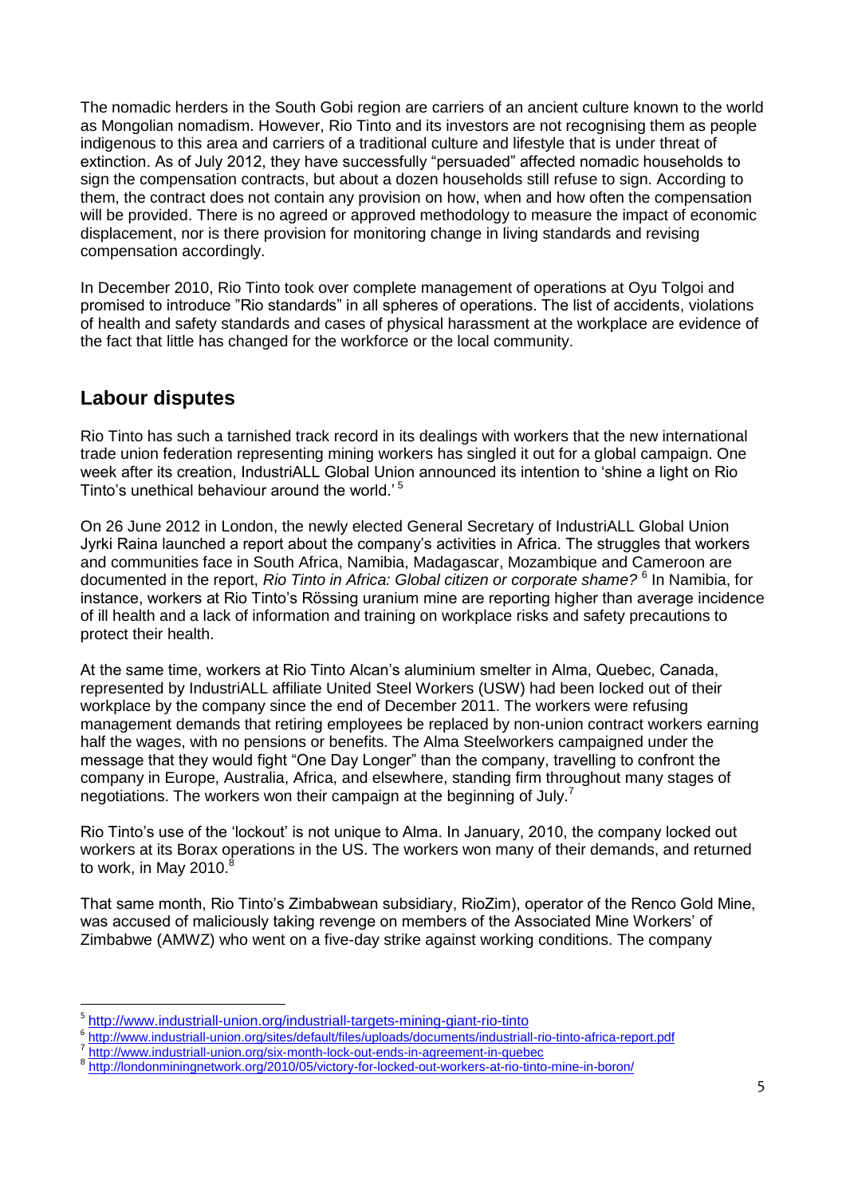The nomadic herders in the South Gobi region are carriers of an ancient culture known to the world as Mongolian nomadism. However, Rio Tinto and its investors are not recognising them as people indigenous to this area and carriers of a traditional culture and lifestyle that is under threat of extinction. As of July 2012, they have successfully "persuaded" affected nomadic households to sign the compensation contracts, but about a dozen households still refuse to sign. According to them, the contract does not contain any provision on how, when and how often the compensation will be provided. There is no agreed or approved methodology to measure the impact of economic displacement, nor is there provision for monitoring change in living standards and revising compensation accordingly.

In December 2010, Rio Tinto took over complete management of operations at Oyu Tolgoi and promised to introduce "Rio standards" in all spheres of operations. The list of accidents, violations of health and safety standards and cases of physical harassment at the workplace are evidence of the fact that little has changed for the workforce or the local community.

## Labour disputes

Rio Tinto has such a tarnished track record in its dealings with workers that the new international trade union federation representing mining workers has singled it out for a global campaign. One week after its creation, IndustriALL Global Union announced its intention to 'shine a light on Rio Tinto's unethical behaviour around the world.'[5]

On 26 June 2012 in London, the newly elected General Secretary of IndustriALL Global Union Jyrki Raina launched a report about the company's activities in Africa. The struggles that workers and communities face in South Africa, Namibia, Madagascar, Mozambique and Cameroon are documented in the report, *Rio Tinto in Africa: Global citizen or corporate shame?*[6] In Namibia, for instance, workers at Rio Tinto's Rössing uranium mine are reporting higher than average incidence of ill health and a lack of information and training on workplace risks and safety precautions to protect their health.

At the same time, workers at Rio Tinto Alcan's aluminium smelter in Alma, Quebec, Canada, represented by IndustriALL affiliate United Steel Workers (USW) had been locked out of their workplace by the company since the end of December 2011. The workers were refusing management demands that retiring employees be replaced by non-union contract workers earning half the wages, with no pensions or benefits. The Alma Steelworkers campaigned under the message that they would fight "One Day Longer" than the company, travelling to confront the company in Europe, Australia, Africa, and elsewhere, standing firm throughout many stages of negotiations. The workers won their campaign at the beginning of July.[7]

Rio Tinto's use of the 'lockout' is not unique to Alma. In January, 2010, the company locked out workers at its Borax operations in the US. The workers won many of their demands, and returned to work, in May 2010.[8]

That same month, Rio Tinto's Zimbabwean subsidiary, RioZim), operator of the Renco Gold Mine, was accused of maliciously taking revenge on members of the Associated Mine Workers' of Zimbabwe (AMWZ) who went on a five-day strike against working conditions. The company

---

[5] http://www.industriall-union.org/industriall-targets-mining-giant-rio-tinto

[6] http://www.industriall-union.org/sites/default/files/uploads/documents/industriall-rio-tinto-africa-report.pdf

[7] http://www.industriall-union.org/six-month-lock-out-ends-in-agreement-in-quebec

[8] http://londonminingnetwork.org/2010/05/victory-for-locked-out-workers-at-rio-tinto-mine-in-boron/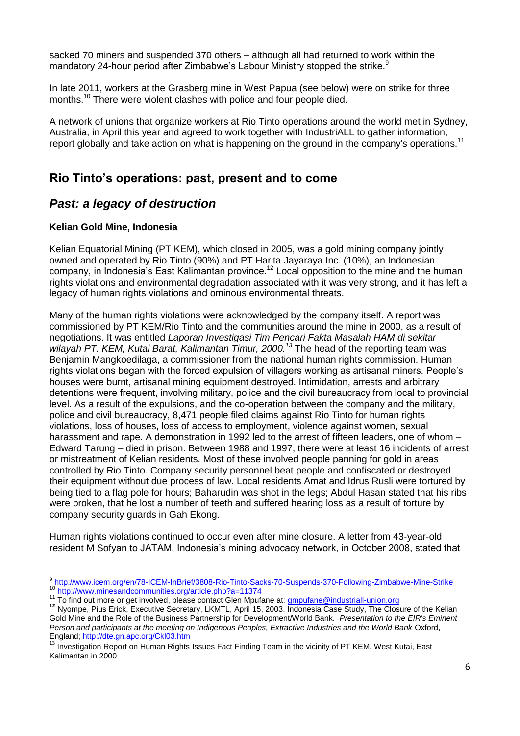sacked 70 miners and suspended 370 others – although all had returned to work within the mandatory 24-hour period after Zimbabwe's Labour Ministry stopped the strike.[9]

In late 2011, workers at the Grasberg mine in West Papua (see below) were on strike for three months.[10] There were violent clashes with police and four people died.

A network of unions that organize workers at Rio Tinto operations around the world met in Sydney, Australia, in April this year and agreed to work together with IndustriALL to gather information, report globally and take action on what is happening on the ground in the company's operations.[11]

## Rio Tinto's operations: past, present and to come

### *Past: a legacy of destruction*

**Kelian Gold Mine, Indonesia**

Kelian Equatorial Mining (PT KEM), which closed in 2005, was a gold mining company jointly owned and operated by Rio Tinto (90%) and PT Harita Jayaraya Inc. (10%), an Indonesian company, in Indonesia's East Kalimantan province.[12] Local opposition to the mine and the human rights violations and environmental degradation associated with it was very strong, and it has left a legacy of human rights violations and ominous environmental threats.

Many of the human rights violations were acknowledged by the company itself. A report was commissioned by PT KEM/Rio Tinto and the communities around the mine in 2000, as a result of negotiations. It was entitled *Laporan Investigasi Tim Pencari Fakta Masalah HAM di sekitar wilayah PT. KEM, Kutai Barat, Kalimantan Timur, 2000.*[13] The head of the reporting team was Benjamin Mangkoedilaga, a commissioner from the national human rights commission. Human rights violations began with the forced expulsion of villagers working as artisanal miners. People's houses were burnt, artisanal mining equipment destroyed. Intimidation, arrests and arbitrary detentions were frequent, involving military, police and the civil bureaucracy from local to provincial level. As a result of the expulsions, and the co-operation between the company and the military, police and civil bureaucracy, 8,471 people filed claims against Rio Tinto for human rights violations, loss of houses, loss of access to employment, violence against women, sexual harassment and rape. A demonstration in 1992 led to the arrest of fifteen leaders, one of whom – Edward Tarung – died in prison. Between 1988 and 1997, there were at least 16 incidents of arrest or mistreatment of Kelian residents. Most of these involved people panning for gold in areas controlled by Rio Tinto. Company security personnel beat people and confiscated or destroyed their equipment without due process of law. Local residents Amat and Idrus Rusli were tortured by being tied to a flag pole for hours; Baharudin was shot in the legs; Abdul Hasan stated that his ribs were broken, that he lost a number of teeth and suffered hearing loss as a result of torture by company security guards in Gah Ekong.

Human rights violations continued to occur even after mine closure. A letter from 43-year-old resident M Sofyan to JATAM, Indonesia's mining advocacy network, in October 2008, stated that

---

[9] http://www.icem.org/en/78-ICEM-InBrief/3808-Rio-Tinto-Sacks-70-Suspends-370-Following-Zimbabwe-Mine-Strike

[10] http://www.minesandcommunities.org/article.php?a=11374

[11] To find out more or get involved, please contact Glen Mpufane at: gmpufane@industriall-union.org

[12] Nyompe, Pius Erick, Executive Secretary, LKMTL, April 15, 2003. Indonesia Case Study, The Closure of the Kelian Gold Mine and the Role of the Business Partnership for Development/World Bank. *Presentation to the EIR's Eminent Person and participants at the meeting on Indigenous Peoples, Extractive Industries and the World Bank* Oxford, England; http://dte.gn.apc.org/Ckl03.htm

[13] Investigation Report on Human Rights Issues Fact Finding Team in the vicinity of PT KEM, West Kutai, East Kalimantan in 2000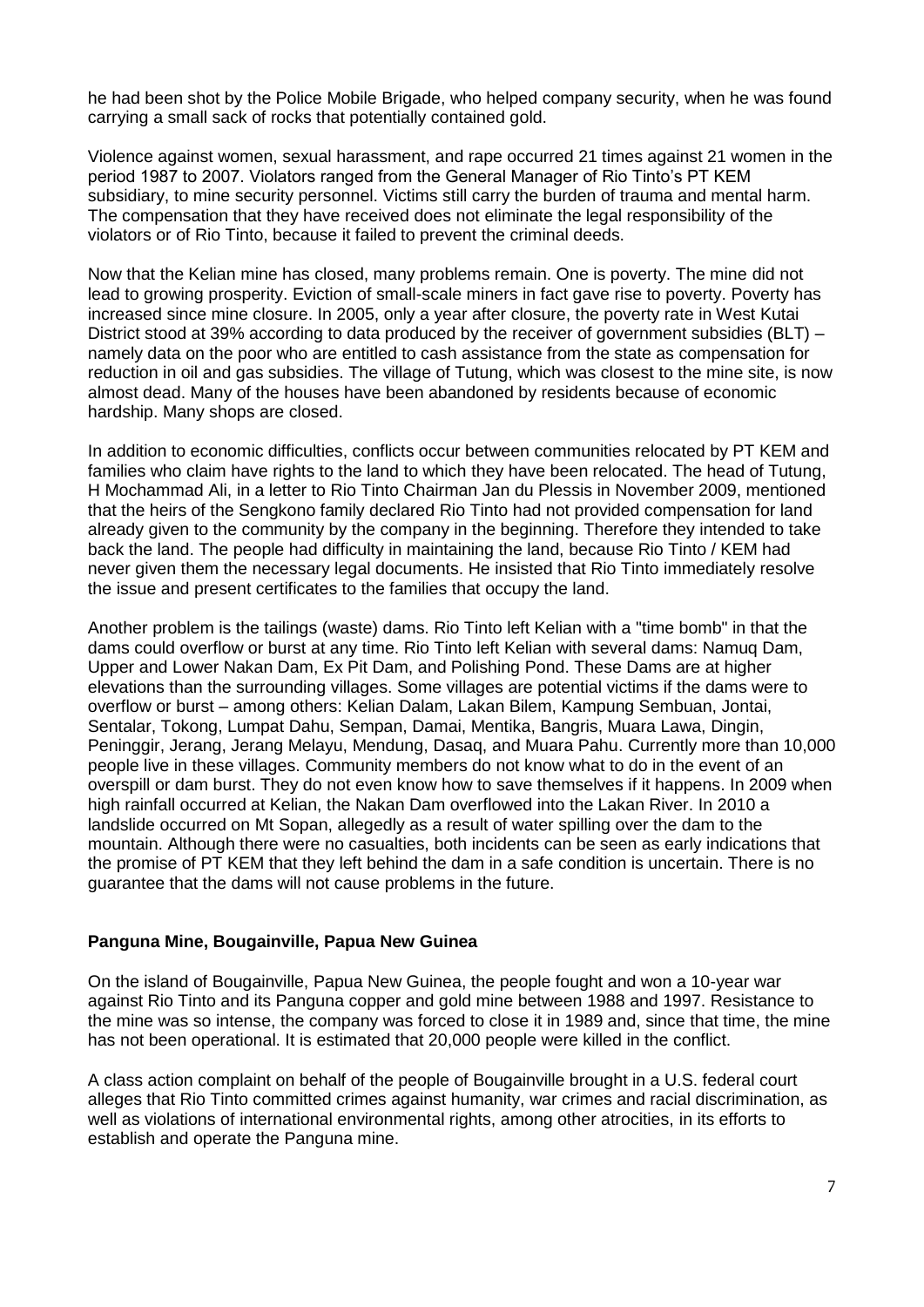he had been shot by the Police Mobile Brigade, who helped company security, when he was found carrying a small sack of rocks that potentially contained gold.

Violence against women, sexual harassment, and rape occurred 21 times against 21 women in the period 1987 to 2007. Violators ranged from the General Manager of Rio Tinto's PT KEM subsidiary, to mine security personnel. Victims still carry the burden of trauma and mental harm. The compensation that they have received does not eliminate the legal responsibility of the violators or of Rio Tinto, because it failed to prevent the criminal deeds.

Now that the Kelian mine has closed, many problems remain. One is poverty. The mine did not lead to growing prosperity. Eviction of small-scale miners in fact gave rise to poverty. Poverty has increased since mine closure. In 2005, only a year after closure, the poverty rate in West Kutai District stood at 39% according to data produced by the receiver of government subsidies (BLT) – namely data on the poor who are entitled to cash assistance from the state as compensation for reduction in oil and gas subsidies. The village of Tutung, which was closest to the mine site, is now almost dead. Many of the houses have been abandoned by residents because of economic hardship. Many shops are closed.

In addition to economic difficulties, conflicts occur between communities relocated by PT KEM and families who claim have rights to the land to which they have been relocated. The head of Tutung, H Mochammad Ali, in a letter to Rio Tinto Chairman Jan du Plessis in November 2009, mentioned that the heirs of the Sengkono family declared Rio Tinto had not provided compensation for land already given to the community by the company in the beginning. Therefore they intended to take back the land. The people had difficulty in maintaining the land, because Rio Tinto / KEM had never given them the necessary legal documents. He insisted that Rio Tinto immediately resolve the issue and present certificates to the families that occupy the land.

Another problem is the tailings (waste) dams. Rio Tinto left Kelian with a "time bomb" in that the dams could overflow or burst at any time. Rio Tinto left Kelian with several dams: Namuq Dam, Upper and Lower Nakan Dam, Ex Pit Dam, and Polishing Pond. These Dams are at higher elevations than the surrounding villages. Some villages are potential victims if the dams were to overflow or burst – among others: Kelian Dalam, Lakan Bilem, Kampung Sembuan, Jontai, Sentalar, Tokong, Lumpat Dahu, Sempan, Damai, Mentika, Bangris, Muara Lawa, Dingin, Peninggir, Jerang, Jerang Melayu, Mendung, Dasaq, and Muara Pahu. Currently more than 10,000 people live in these villages. Community members do not know what to do in the event of an overspill or dam burst. They do not even know how to save themselves if it happens. In 2009 when high rainfall occurred at Kelian, the Nakan Dam overflowed into the Lakan River. In 2010 a landslide occurred on Mt Sopan, allegedly as a result of water spilling over the dam to the mountain. Although there were no casualties, both incidents can be seen as early indications that the promise of PT KEM that they left behind the dam in a safe condition is uncertain. There is no guarantee that the dams will not cause problems in the future.

### Panguna Mine, Bougainville, Papua New Guinea

On the island of Bougainville, Papua New Guinea, the people fought and won a 10-year war against Rio Tinto and its Panguna copper and gold mine between 1988 and 1997. Resistance to the mine was so intense, the company was forced to close it in 1989 and, since that time, the mine has not been operational. It is estimated that 20,000 people were killed in the conflict.

A class action complaint on behalf of the people of Bougainville brought in a U.S. federal court alleges that Rio Tinto committed crimes against humanity, war crimes and racial discrimination, as well as violations of international environmental rights, among other atrocities, in its efforts to establish and operate the Panguna mine.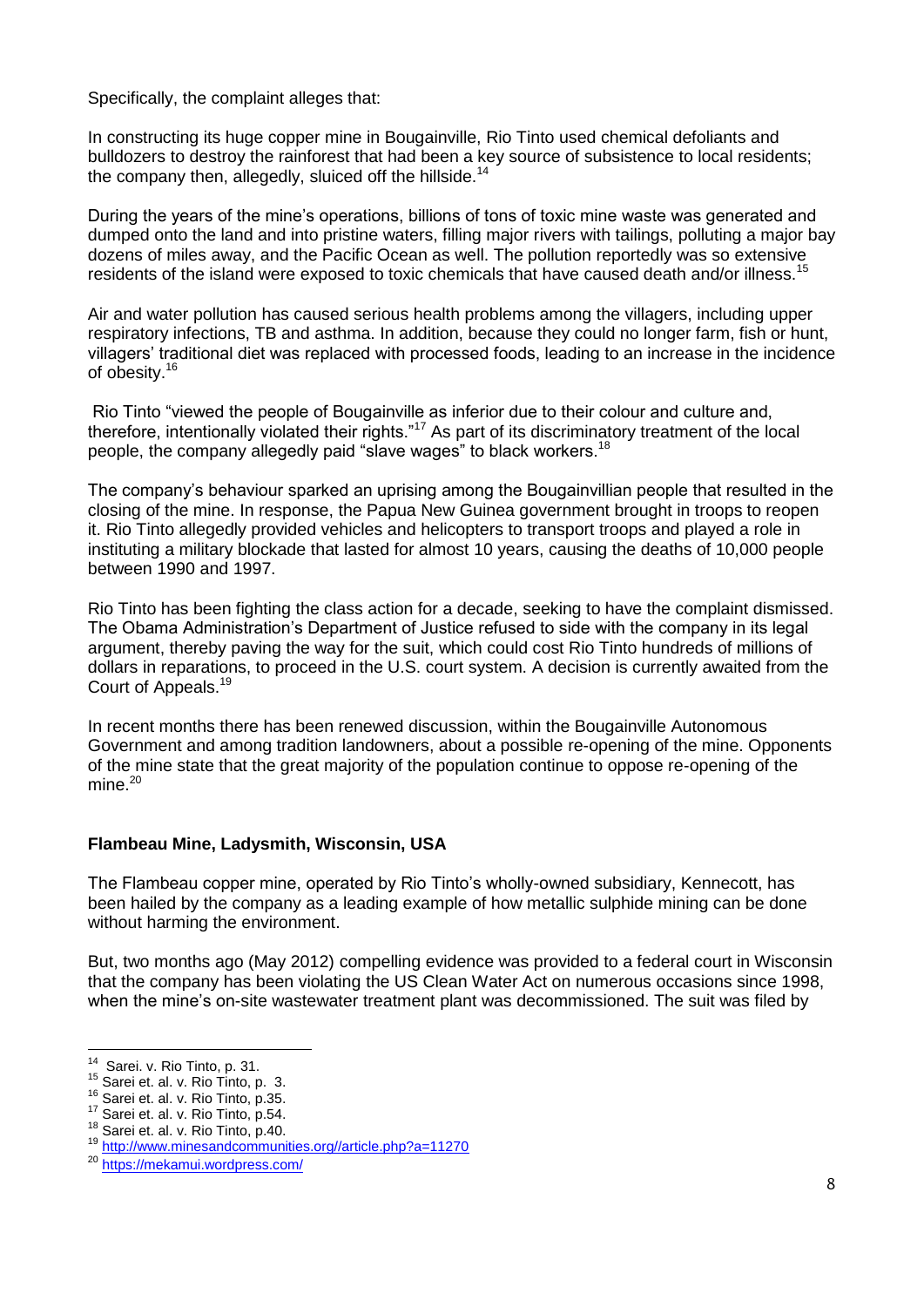Specifically, the complaint alleges that:

In constructing its huge copper mine in Bougainville, Rio Tinto used chemical defoliants and bulldozers to destroy the rainforest that had been a key source of subsistence to local residents; the company then, allegedly, sluiced off the hillside.[14]

During the years of the mine's operations, billions of tons of toxic mine waste was generated and dumped onto the land and into pristine waters, filling major rivers with tailings, polluting a major bay dozens of miles away, and the Pacific Ocean as well. The pollution reportedly was so extensive residents of the island were exposed to toxic chemicals that have caused death and/or illness.[15]

Air and water pollution has caused serious health problems among the villagers, including upper respiratory infections, TB and asthma. In addition, because they could no longer farm, fish or hunt, villagers' traditional diet was replaced with processed foods, leading to an increase in the incidence of obesity.[16]

Rio Tinto "viewed the people of Bougainville as inferior due to their colour and culture and, therefore, intentionally violated their rights."[17] As part of its discriminatory treatment of the local people, the company allegedly paid "slave wages" to black workers.[18]

The company's behaviour sparked an uprising among the Bougainvillian people that resulted in the closing of the mine. In response, the Papua New Guinea government brought in troops to reopen it. Rio Tinto allegedly provided vehicles and helicopters to transport troops and played a role in instituting a military blockade that lasted for almost 10 years, causing the deaths of 10,000 people between 1990 and 1997.

Rio Tinto has been fighting the class action for a decade, seeking to have the complaint dismissed. The Obama Administration's Department of Justice refused to side with the company in its legal argument, thereby paving the way for the suit, which could cost Rio Tinto hundreds of millions of dollars in reparations, to proceed in the U.S. court system. A decision is currently awaited from the Court of Appeals.[19]

In recent months there has been renewed discussion, within the Bougainville Autonomous Government and among tradition landowners, about a possible re-opening of the mine. Opponents of the mine state that the great majority of the population continue to oppose re-opening of the mine.[20]

**Flambeau Mine, Ladysmith, Wisconsin, USA**

The Flambeau copper mine, operated by Rio Tinto's wholly-owned subsidiary, Kennecott, has been hailed by the company as a leading example of how metallic sulphide mining can be done without harming the environment.

But, two months ago (May 2012) compelling evidence was provided to a federal court in Wisconsin that the company has been violating the US Clean Water Act on numerous occasions since 1998, when the mine's on-site wastewater treatment plant was decommissioned. The suit was filed by

---

[14] Sarei. v. Rio Tinto, p. 31.

[15] Sarei et. al. v. Rio Tinto, p. 3.

[16] Sarei et. al. v. Rio Tinto, p.35.

[17] Sarei et. al. v. Rio Tinto, p.54.

[18] Sarei et. al. v. Rio Tinto, p.40.

[19] http://www.minesandcommunities.org//article.php?a=11270

[20] https://mekamui.wordpress.com/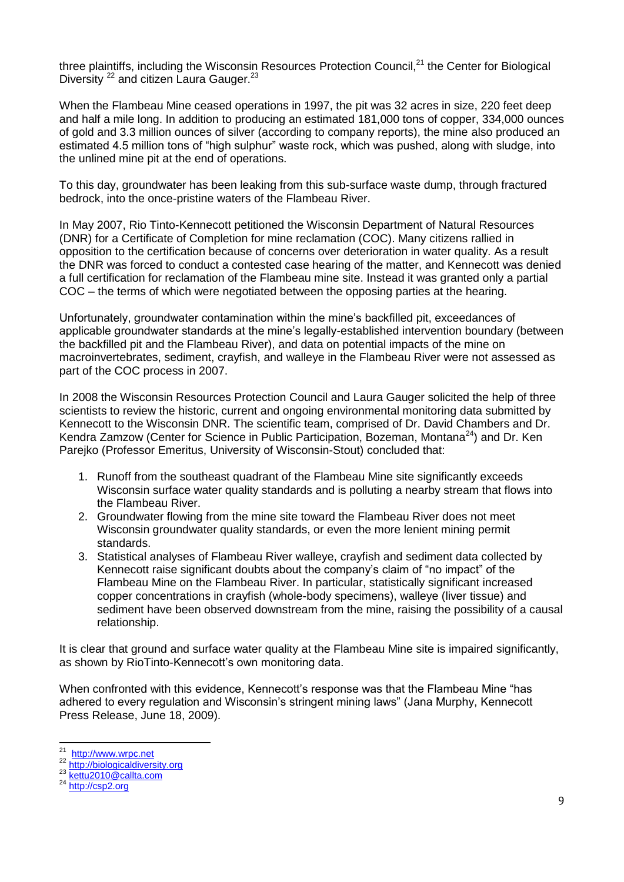three plaintiffs, including the Wisconsin Resources Protection Council,[21] the Center for Biological Diversity [22] and citizen Laura Gauger.[23]

When the Flambeau Mine ceased operations in 1997, the pit was 32 acres in size, 220 feet deep and half a mile long. In addition to producing an estimated 181,000 tons of copper, 334,000 ounces of gold and 3.3 million ounces of silver (according to company reports), the mine also produced an estimated 4.5 million tons of "high sulphur" waste rock, which was pushed, along with sludge, into the unlined mine pit at the end of operations.

To this day, groundwater has been leaking from this sub-surface waste dump, through fractured bedrock, into the once-pristine waters of the Flambeau River.

In May 2007, Rio Tinto-Kennecott petitioned the Wisconsin Department of Natural Resources (DNR) for a Certificate of Completion for mine reclamation (COC). Many citizens rallied in opposition to the certification because of concerns over deterioration in water quality. As a result the DNR was forced to conduct a contested case hearing of the matter, and Kennecott was denied a full certification for reclamation of the Flambeau mine site. Instead it was granted only a partial COC – the terms of which were negotiated between the opposing parties at the hearing.

Unfortunately, groundwater contamination within the mine's backfilled pit, exceedances of applicable groundwater standards at the mine's legally-established intervention boundary (between the backfilled pit and the Flambeau River), and data on potential impacts of the mine on macroinvertebrates, sediment, crayfish, and walleye in the Flambeau River were not assessed as part of the COC process in 2007.

In 2008 the Wisconsin Resources Protection Council and Laura Gauger solicited the help of three scientists to review the historic, current and ongoing environmental monitoring data submitted by Kennecott to the Wisconsin DNR. The scientific team, comprised of Dr. David Chambers and Dr. Kendra Zamzow (Center for Science in Public Participation, Bozeman, Montana[24]) and Dr. Ken Parejko (Professor Emeritus, University of Wisconsin-Stout) concluded that:

1. Runoff from the southeast quadrant of the Flambeau Mine site significantly exceeds Wisconsin surface water quality standards and is polluting a nearby stream that flows into the Flambeau River.
2. Groundwater flowing from the mine site toward the Flambeau River does not meet Wisconsin groundwater quality standards, or even the more lenient mining permit standards.
3. Statistical analyses of Flambeau River walleye, crayfish and sediment data collected by Kennecott raise significant doubts about the company's claim of "no impact" of the Flambeau Mine on the Flambeau River. In particular, statistically significant increased copper concentrations in crayfish (whole-body specimens), walleye (liver tissue) and sediment have been observed downstream from the mine, raising the possibility of a causal relationship.

It is clear that ground and surface water quality at the Flambeau Mine site is impaired significantly, as shown by RioTinto-Kennecott's own monitoring data.

When confronted with this evidence, Kennecott's response was that the Flambeau Mine "has adhered to every regulation and Wisconsin's stringent mining laws" (Jana Murphy, Kennecott Press Release, June 18, 2009).

---

[21] http://www.wrpc.net

[22] http://biologicaldiversity.org

[23] kettu2010@callta.com

[24] http://csp2.org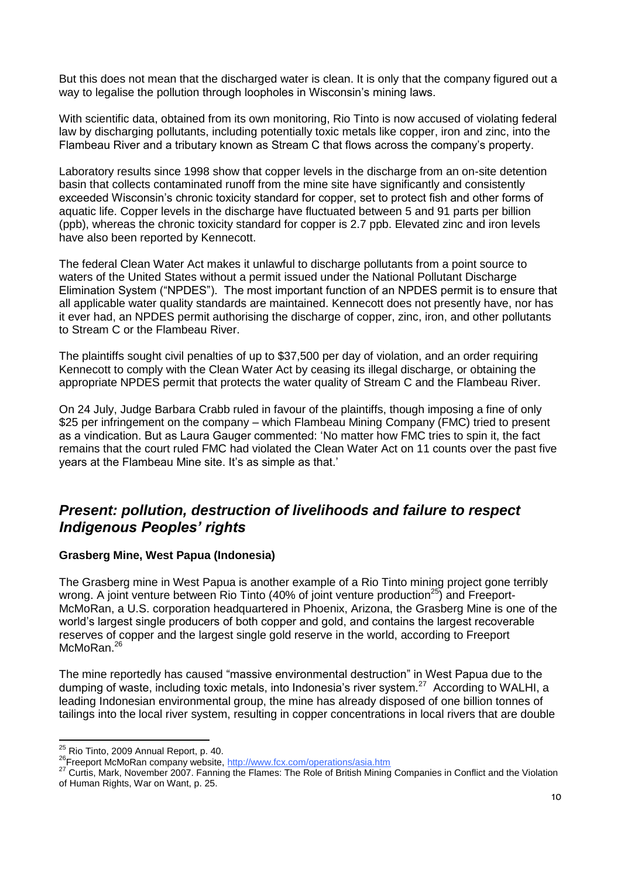But this does not mean that the discharged water is clean. It is only that the company figured out a way to legalise the pollution through loopholes in Wisconsin's mining laws.

With scientific data, obtained from its own monitoring, Rio Tinto is now accused of violating federal law by discharging pollutants, including potentially toxic metals like copper, iron and zinc, into the Flambeau River and a tributary known as Stream C that flows across the company's property.

Laboratory results since 1998 show that copper levels in the discharge from an on-site detention basin that collects contaminated runoff from the mine site have significantly and consistently exceeded Wisconsin's chronic toxicity standard for copper, set to protect fish and other forms of aquatic life. Copper levels in the discharge have fluctuated between 5 and 91 parts per billion (ppb), whereas the chronic toxicity standard for copper is 2.7 ppb. Elevated zinc and iron levels have also been reported by Kennecott.

The federal Clean Water Act makes it unlawful to discharge pollutants from a point source to waters of the United States without a permit issued under the National Pollutant Discharge Elimination System ("NPDES"). The most important function of an NPDES permit is to ensure that all applicable water quality standards are maintained. Kennecott does not presently have, nor has it ever had, an NPDES permit authorising the discharge of copper, zinc, iron, and other pollutants to Stream C or the Flambeau River.

The plaintiffs sought civil penalties of up to $37,500 per day of violation, and an order requiring Kennecott to comply with the Clean Water Act by ceasing its illegal discharge, or obtaining the appropriate NPDES permit that protects the water quality of Stream C and the Flambeau River.

On 24 July, Judge Barbara Crabb ruled in favour of the plaintiffs, though imposing a fine of only $25 per infringement on the company – which Flambeau Mining Company (FMC) tried to present as a vindication. But as Laura Gauger commented: 'No matter how FMC tries to spin it, the fact remains that the court ruled FMC had violated the Clean Water Act on 11 counts over the past five years at the Flambeau Mine site. It's as simple as that.'

## *Present: pollution, destruction of livelihoods and failure to respect Indigenous Peoples' rights*

**Grasberg Mine, West Papua (Indonesia)**

The Grasberg mine in West Papua is another example of a Rio Tinto mining project gone terribly wrong. A joint venture between Rio Tinto (40% of joint venture production[25]) and Freeport-McMoRan, a U.S. corporation headquartered in Phoenix, Arizona, the Grasberg Mine is one of the world's largest single producers of both copper and gold, and contains the largest recoverable reserves of copper and the largest single gold reserve in the world, according to Freeport McMoRan.[26]

The mine reportedly has caused "massive environmental destruction" in West Papua due to the dumping of waste, including toxic metals, into Indonesia's river system.[27] According to WALHI, a leading Indonesian environmental group, the mine has already disposed of one billion tonnes of tailings into the local river system, resulting in copper concentrations in local rivers that are double

---

[25] Rio Tinto, 2009 Annual Report, p. 40.

[26] Freeport McMoRan company website, http://www.fcx.com/operations/asia.htm

[27] Curtis, Mark, November 2007. Fanning the Flames: The Role of British Mining Companies in Conflict and the Violation of Human Rights, War on Want, p. 25.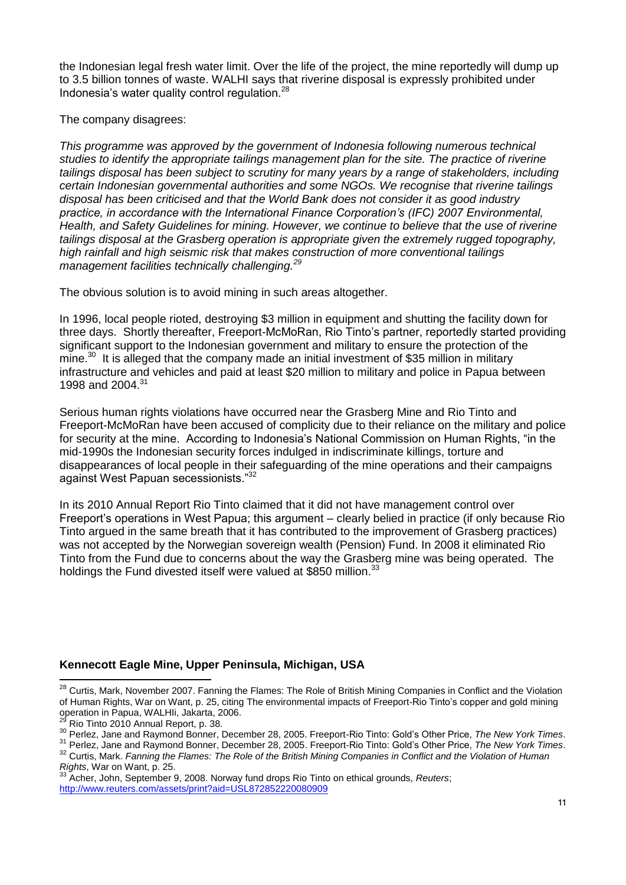the Indonesian legal fresh water limit. Over the life of the project, the mine reportedly will dump up to 3.5 billion tonnes of waste. WALHI says that riverine disposal is expressly prohibited under Indonesia's water quality control regulation.[28]

The company disagrees:

*This programme was approved by the government of Indonesia following numerous technical studies to identify the appropriate tailings management plan for the site. The practice of riverine tailings disposal has been subject to scrutiny for many years by a range of stakeholders, including certain Indonesian governmental authorities and some NGOs. We recognise that riverine tailings disposal has been criticised and that the World Bank does not consider it as good industry practice, in accordance with the International Finance Corporation's (IFC) 2007 Environmental, Health, and Safety Guidelines for mining. However, we continue to believe that the use of riverine tailings disposal at the Grasberg operation is appropriate given the extremely rugged topography, high rainfall and high seismic risk that makes construction of more conventional tailings management facilities technically challenging.*[29]

The obvious solution is to avoid mining in such areas altogether.

In 1996, local people rioted, destroying $3 million in equipment and shutting the facility down for three days. Shortly thereafter, Freeport-McMoRan, Rio Tinto's partner, reportedly started providing significant support to the Indonesian government and military to ensure the protection of the mine.[30] It is alleged that the company made an initial investment of $35 million in military infrastructure and vehicles and paid at least $20 million to military and police in Papua between 1998 and 2004.[31]

Serious human rights violations have occurred near the Grasberg Mine and Rio Tinto and Freeport-McMoRan have been accused of complicity due to their reliance on the military and police for security at the mine. According to Indonesia's National Commission on Human Rights, "in the mid-1990s the Indonesian security forces indulged in indiscriminate killings, torture and disappearances of local people in their safeguarding of the mine operations and their campaigns against West Papuan secessionists."[32]

In its 2010 Annual Report Rio Tinto claimed that it did not have management control over Freeport's operations in West Papua; this argument – clearly belied in practice (if only because Rio Tinto argued in the same breath that it has contributed to the improvement of Grasberg practices) was not accepted by the Norwegian sovereign wealth (Pension) Fund. In 2008 it eliminated Rio Tinto from the Fund due to concerns about the way the Grasberg mine was being operated. The holdings the Fund divested itself were valued at $850 million.[33]

**Kennecott Eagle Mine, Upper Peninsula, Michigan, USA**

---

[28] Curtis, Mark, November 2007. Fanning the Flames: The Role of British Mining Companies in Conflict and the Violation of Human Rights, War on Want, p. 25, citing The environmental impacts of Freeport-Rio Tinto's copper and gold mining operation in Papua, WALHIi, Jakarta, 2006.

[29] Rio Tinto 2010 Annual Report, p. 38.

[30] Perlez, Jane and Raymond Bonner, December 28, 2005. Freeport-Rio Tinto: Gold's Other Price, *The New York Times*.

[31] Perlez, Jane and Raymond Bonner, December 28, 2005. Freeport-Rio Tinto: Gold's Other Price, *The New York Times*.

[32] Curtis, Mark. *Fanning the Flames: The Role of the British Mining Companies in Conflict and the Violation of Human Rights*, War on Want, p. 25.

[33] Acher, John, September 9, 2008. Norway fund drops Rio Tinto on ethical grounds, *Reuters*; http://www.reuters.com/assets/print?aid=USL872852220080909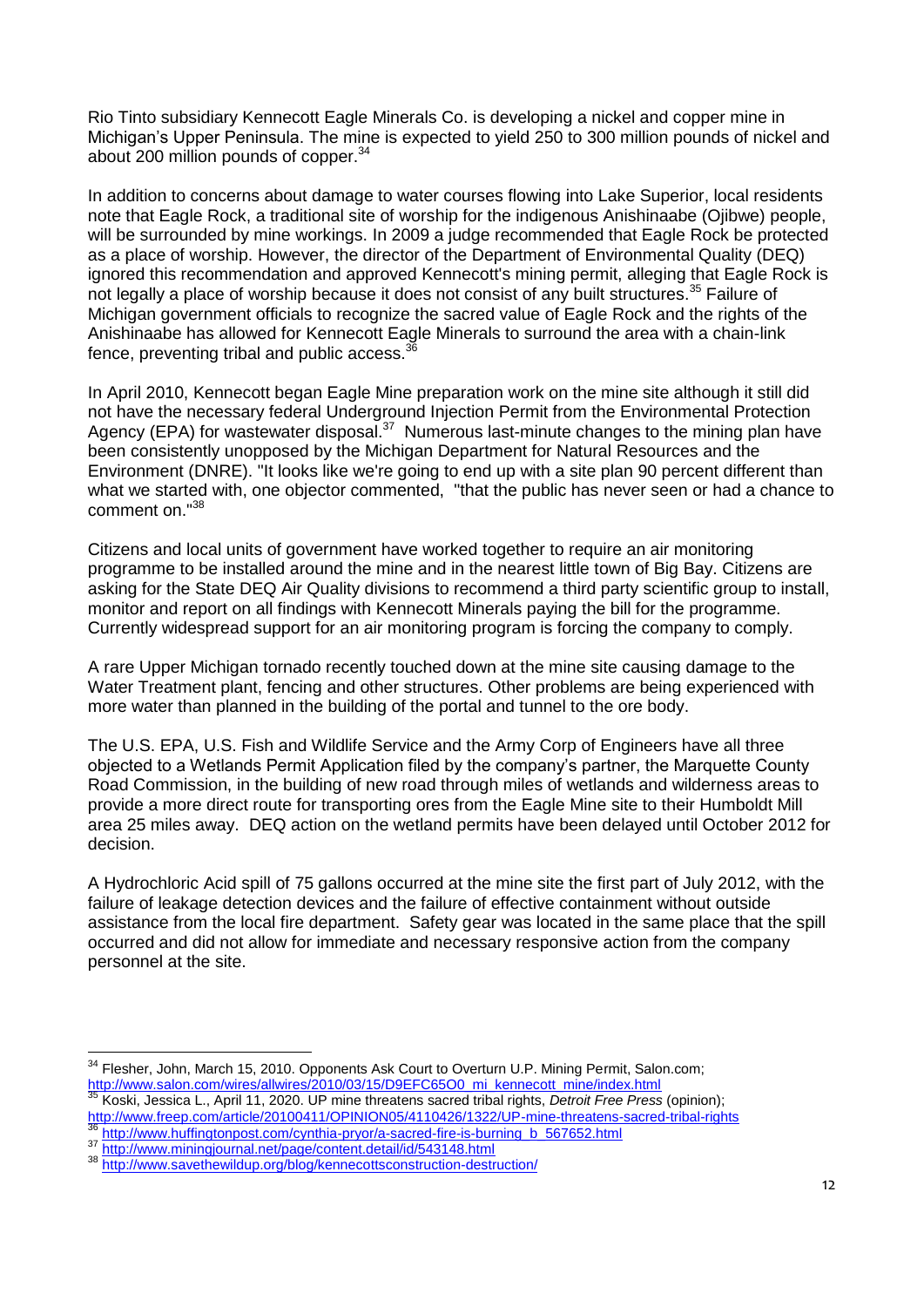Rio Tinto subsidiary Kennecott Eagle Minerals Co. is developing a nickel and copper mine in Michigan's Upper Peninsula. The mine is expected to yield 250 to 300 million pounds of nickel and about 200 million pounds of copper.[34]

In addition to concerns about damage to water courses flowing into Lake Superior, local residents note that Eagle Rock, a traditional site of worship for the indigenous Anishinaabe (Ojibwe) people, will be surrounded by mine workings. In 2009 a judge recommended that Eagle Rock be protected as a place of worship. However, the director of the Department of Environmental Quality (DEQ) ignored this recommendation and approved Kennecott's mining permit, alleging that Eagle Rock is not legally a place of worship because it does not consist of any built structures.[35] Failure of Michigan government officials to recognize the sacred value of Eagle Rock and the rights of the Anishinaabe has allowed for Kennecott Eagle Minerals to surround the area with a chain-link fence, preventing tribal and public access.[36]

In April 2010, Kennecott began Eagle Mine preparation work on the mine site although it still did not have the necessary federal Underground Injection Permit from the Environmental Protection Agency (EPA) for wastewater disposal.[37] Numerous last-minute changes to the mining plan have been consistently unopposed by the Michigan Department for Natural Resources and the Environment (DNRE). "It looks like we're going to end up with a site plan 90 percent different than what we started with, one objector commented, "that the public has never seen or had a chance to comment on."[38]

Citizens and local units of government have worked together to require an air monitoring programme to be installed around the mine and in the nearest little town of Big Bay. Citizens are asking for the State DEQ Air Quality divisions to recommend a third party scientific group to install, monitor and report on all findings with Kennecott Minerals paying the bill for the programme. Currently widespread support for an air monitoring program is forcing the company to comply.

A rare Upper Michigan tornado recently touched down at the mine site causing damage to the Water Treatment plant, fencing and other structures. Other problems are being experienced with more water than planned in the building of the portal and tunnel to the ore body.

The U.S. EPA, U.S. Fish and Wildlife Service and the Army Corp of Engineers have all three objected to a Wetlands Permit Application filed by the company's partner, the Marquette County Road Commission, in the building of new road through miles of wetlands and wilderness areas to provide a more direct route for transporting ores from the Eagle Mine site to their Humboldt Mill area 25 miles away. DEQ action on the wetland permits have been delayed until October 2012 for decision.

A Hydrochloric Acid spill of 75 gallons occurred at the mine site the first part of July 2012, with the failure of leakage detection devices and the failure of effective containment without outside assistance from the local fire department. Safety gear was located in the same place that the spill occurred and did not allow for immediate and necessary responsive action from the company personnel at the site.

---

[34] Flesher, John, March 15, 2010. Opponents Ask Court to Overturn U.P. Mining Permit, Salon.com; http://www.salon.com/wires/allwires/2010/03/15/D9EFC65O0_mi_kennecott_mine/index.html

[35] Koski, Jessica L., April 11, 2020. UP mine threatens sacred tribal rights, *Detroit Free Press* (opinion); http://www.freep.com/article/20100411/OPINION05/4110426/1322/UP-mine-threatens-sacred-tribal-rights

[36] http://www.huffingtonpost.com/cynthia-pryor/a-sacred-fire-is-burning_b_567652.html

[37] http://www.miningjournal.net/page/content.detail/id/543148.html

[38] http://www.savethewildup.org/blog/kennecottsconstruction-destruction/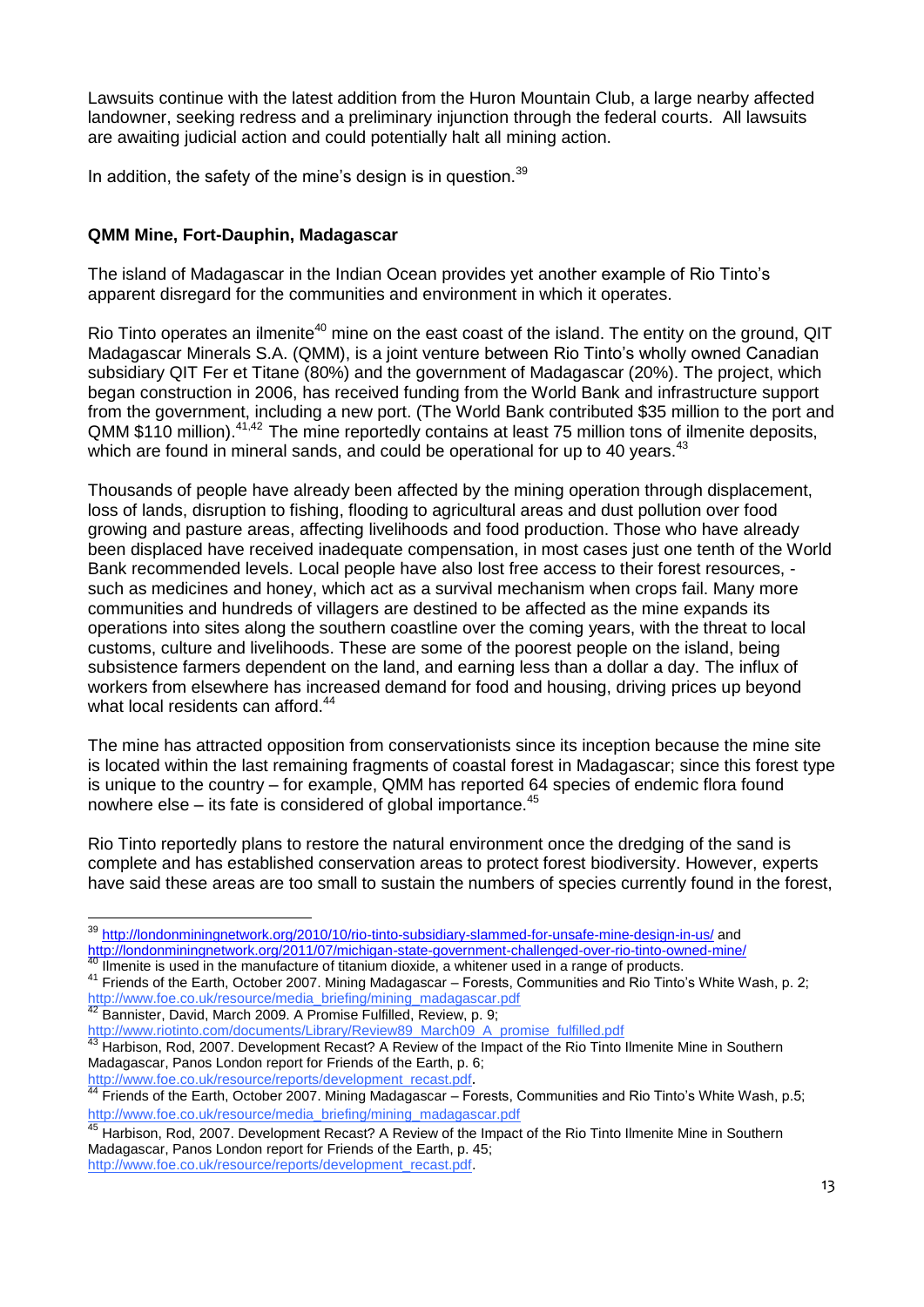Lawsuits continue with the latest addition from the Huron Mountain Club, a large nearby affected landowner, seeking redress and a preliminary injunction through the federal courts. All lawsuits are awaiting judicial action and could potentially halt all mining action.

In addition, the safety of the mine's design is in question.[39]

**QMM Mine, Fort-Dauphin, Madagascar**

The island of Madagascar in the Indian Ocean provides yet another example of Rio Tinto's apparent disregard for the communities and environment in which it operates.

Rio Tinto operates an ilmenite[40] mine on the east coast of the island. The entity on the ground, QIT Madagascar Minerals S.A. (QMM), is a joint venture between Rio Tinto's wholly owned Canadian subsidiary QIT Fer et Titane (80%) and the government of Madagascar (20%). The project, which began construction in 2006, has received funding from the World Bank and infrastructure support from the government, including a new port. (The World Bank contributed $35 million to the port and QMM $110 million).[41,42] The mine reportedly contains at least 75 million tons of ilmenite deposits, which are found in mineral sands, and could be operational for up to 40 years.[43]

Thousands of people have already been affected by the mining operation through displacement, loss of lands, disruption to fishing, flooding to agricultural areas and dust pollution over food growing and pasture areas, affecting livelihoods and food production. Those who have already been displaced have received inadequate compensation, in most cases just one tenth of the World Bank recommended levels. Local people have also lost free access to their forest resources, - such as medicines and honey, which act as a survival mechanism when crops fail. Many more communities and hundreds of villagers are destined to be affected as the mine expands its operations into sites along the southern coastline over the coming years, with the threat to local customs, culture and livelihoods. These are some of the poorest people on the island, being subsistence farmers dependent on the land, and earning less than a dollar a day. The influx of workers from elsewhere has increased demand for food and housing, driving prices up beyond what local residents can afford.[44]

The mine has attracted opposition from conservationists since its inception because the mine site is located within the last remaining fragments of coastal forest in Madagascar; since this forest type is unique to the country – for example, QMM has reported 64 species of endemic flora found nowhere else – its fate is considered of global importance.[45]

Rio Tinto reportedly plans to restore the natural environment once the dredging of the sand is complete and has established conservation areas to protect forest biodiversity. However, experts have said these areas are too small to sustain the numbers of species currently found in the forest,

---

[39] http://londonminingnetwork.org/2010/10/rio-tinto-subsidiary-slammed-for-unsafe-mine-design-in-us/ and http://londonminingnetwork.org/2011/07/michigan-state-government-challenged-over-rio-tinto-owned-mine/

[40] Ilmenite is used in the manufacture of titanium dioxide, a whitener used in a range of products.

[41] Friends of the Earth, October 2007. Mining Madagascar – Forests, Communities and Rio Tinto's White Wash, p. 2; http://www.foe.co.uk/resource/media_briefing/mining_madagascar.pdf

[42] Bannister, David, March 2009. A Promise Fulfilled, Review, p. 9; http://www.riotinto.com/documents/Library/Review89_March09_A_promise_fulfilled.pdf

[43] Harbison, Rod, 2007. Development Recast? A Review of the Impact of the Rio Tinto Ilmenite Mine in Southern Madagascar, Panos London report for Friends of the Earth, p. 6; http://www.foe.co.uk/resource/reports/development_recast.pdf.

[44] Friends of the Earth, October 2007. Mining Madagascar – Forests, Communities and Rio Tinto's White Wash, p.5; http://www.foe.co.uk/resource/media_briefing/mining_madagascar.pdf

[45] Harbison, Rod, 2007. Development Recast? A Review of the Impact of the Rio Tinto Ilmenite Mine in Southern Madagascar, Panos London report for Friends of the Earth, p. 45; http://www.foe.co.uk/resource/reports/development_recast.pdf.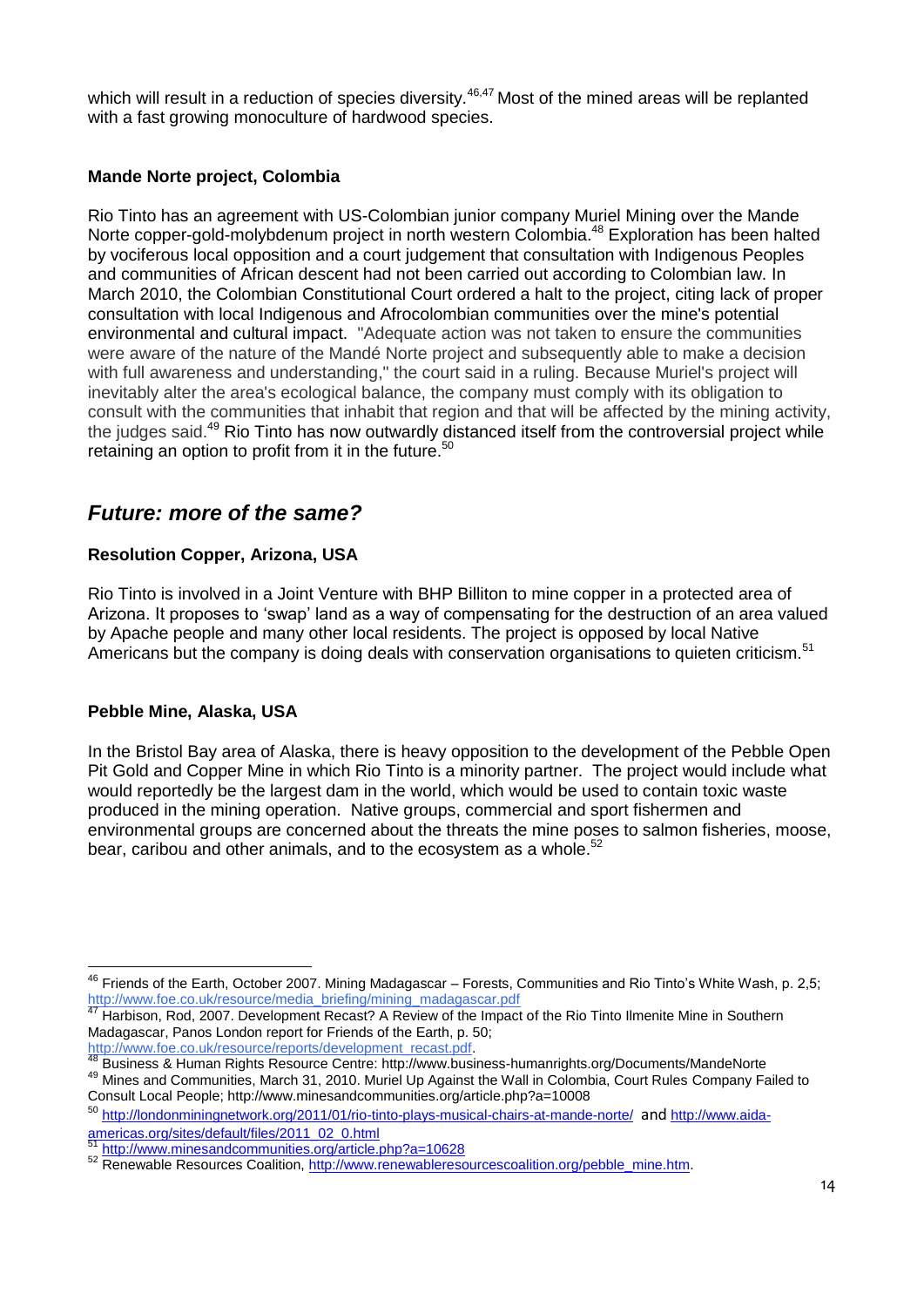which will result in a reduction of species diversity.[46,47] Most of the mined areas will be replanted with a fast growing monoculture of hardwood species.

**Mande Norte project, Colombia**

Rio Tinto has an agreement with US-Colombian junior company Muriel Mining over the Mande Norte copper-gold-molybdenum project in north western Colombia.[48] Exploration has been halted by vociferous local opposition and a court judgement that consultation with Indigenous Peoples and communities of African descent had not been carried out according to Colombian law. In March 2010, the Colombian Constitutional Court ordered a halt to the project, citing lack of proper consultation with local Indigenous and Afrocolombian communities over the mine's potential environmental and cultural impact. "Adequate action was not taken to ensure the communities were aware of the nature of the Mandé Norte project and subsequently able to make a decision with full awareness and understanding," the court said in a ruling. Because Muriel's project will inevitably alter the area's ecological balance, the company must comply with its obligation to consult with the communities that inhabit that region and that will be affected by the mining activity, the judges said.[49] Rio Tinto has now outwardly distanced itself from the controversial project while retaining an option to profit from it in the future.[50]

## *Future: more of the same?*

**Resolution Copper, Arizona, USA**

Rio Tinto is involved in a Joint Venture with BHP Billiton to mine copper in a protected area of Arizona. It proposes to 'swap' land as a way of compensating for the destruction of an area valued by Apache people and many other local residents. The project is opposed by local Native Americans but the company is doing deals with conservation organisations to quieten criticism.[51]

**Pebble Mine, Alaska, USA**

In the Bristol Bay area of Alaska, there is heavy opposition to the development of the Pebble Open Pit Gold and Copper Mine in which Rio Tinto is a minority partner. The project would include what would reportedly be the largest dam in the world, which would be used to contain toxic waste produced in the mining operation. Native groups, commercial and sport fishermen and environmental groups are concerned about the threats the mine poses to salmon fisheries, moose, bear, caribou and other animals, and to the ecosystem as a whole.[52]

---

[46] Friends of the Earth, October 2007. Mining Madagascar – Forests, Communities and Rio Tinto's White Wash, p. 2,5; http://www.foe.co.uk/resource/media_briefing/mining_madagascar.pdf

[47] Harbison, Rod, 2007. Development Recast? A Review of the Impact of the Rio Tinto Ilmenite Mine in Southern Madagascar, Panos London report for Friends of the Earth, p. 50; http://www.foe.co.uk/resource/reports/development_recast.pdf.

[48] Business & Human Rights Resource Centre: http://www.business-humanrights.org/Documents/MandeNorte

[49] Mines and Communities, March 31, 2010. Muriel Up Against the Wall in Colombia, Court Rules Company Failed to Consult Local People; http://www.minesandcommunities.org/article.php?a=10008

[50] http://londonminingnetwork.org/2011/01/rio-tinto-plays-musical-chairs-at-mande-norte/ and http://www.aida-americas.org/sites/default/files/2011_02_0.html

[51] http://www.minesandcommunities.org/article.php?a=10628

[52] Renewable Resources Coalition, http://www.renewableresourcescoalition.org/pebble_mine.htm.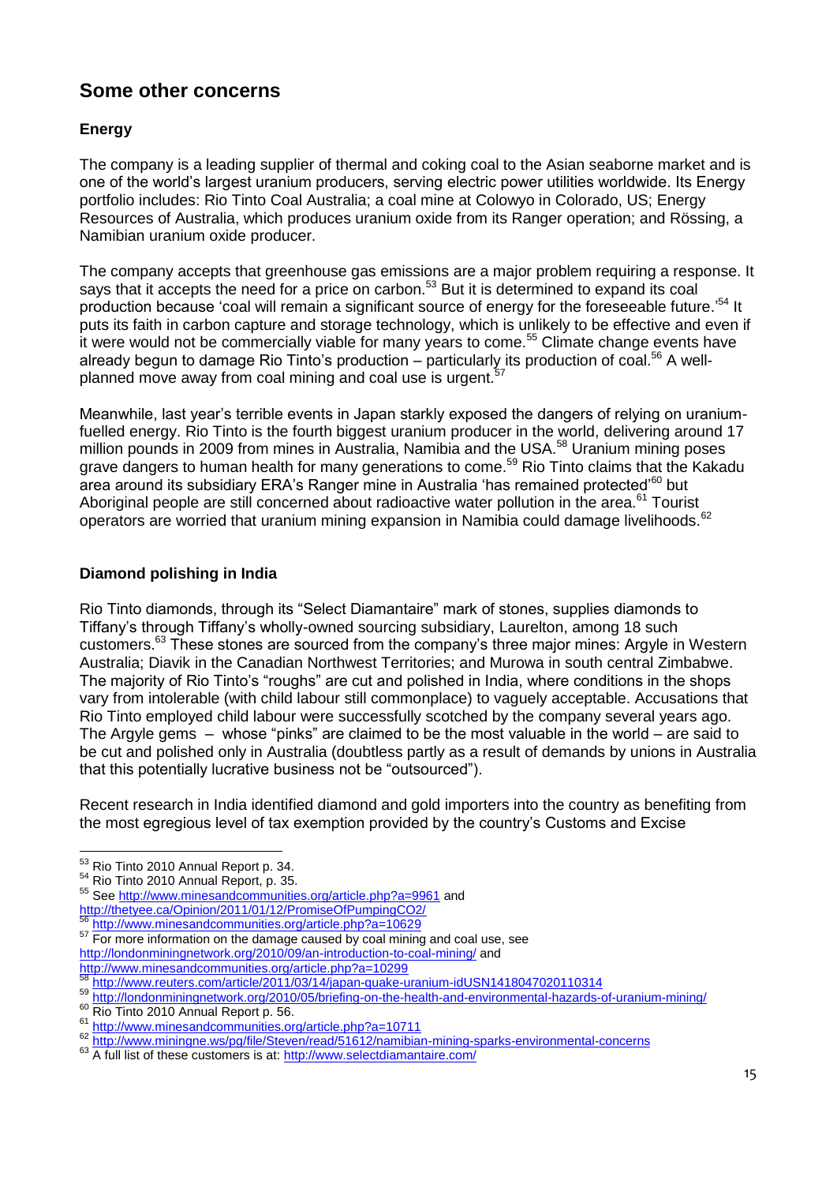## Some other concerns

### Energy

The company is a leading supplier of thermal and coking coal to the Asian seaborne market and is one of the world's largest uranium producers, serving electric power utilities worldwide. Its Energy portfolio includes: Rio Tinto Coal Australia; a coal mine at Colowyo in Colorado, US; Energy Resources of Australia, which produces uranium oxide from its Ranger operation; and Rössing, a Namibian uranium oxide producer.

The company accepts that greenhouse gas emissions are a major problem requiring a response. It says that it accepts the need for a price on carbon.[53] But it is determined to expand its coal production because 'coal will remain a significant source of energy for the foreseeable future.'[54] It puts its faith in carbon capture and storage technology, which is unlikely to be effective and even if it were would not be commercially viable for many years to come.[55] Climate change events have already begun to damage Rio Tinto's production – particularly its production of coal.[56] A well-planned move away from coal mining and coal use is urgent.[57]

Meanwhile, last year's terrible events in Japan starkly exposed the dangers of relying on uranium-fuelled energy. Rio Tinto is the fourth biggest uranium producer in the world, delivering around 17 million pounds in 2009 from mines in Australia, Namibia and the USA.[58] Uranium mining poses grave dangers to human health for many generations to come.[59] Rio Tinto claims that the Kakadu area around its subsidiary ERA's Ranger mine in Australia 'has remained protected'[60] but Aboriginal people are still concerned about radioactive water pollution in the area.[61] Tourist operators are worried that uranium mining expansion in Namibia could damage livelihoods.[62]

### Diamond polishing in India

Rio Tinto diamonds, through its "Select Diamantaire" mark of stones, supplies diamonds to Tiffany's through Tiffany's wholly-owned sourcing subsidiary, Laurelton, among 18 such customers.[63] These stones are sourced from the company's three major mines: Argyle in Western Australia; Diavik in the Canadian Northwest Territories; and Murowa in south central Zimbabwe. The majority of Rio Tinto's "roughs" are cut and polished in India, where conditions in the shops vary from intolerable (with child labour still commonplace) to vaguely acceptable. Accusations that Rio Tinto employed child labour were successfully scotched by the company several years ago. The Argyle gems – whose "pinks" are claimed to be the most valuable in the world – are said to be cut and polished only in Australia (doubtless partly as a result of demands by unions in Australia that this potentially lucrative business not be "outsourced").

Recent research in India identified diamond and gold importers into the country as benefiting from the most egregious level of tax exemption provided by the country's Customs and Excise

---

[53] Rio Tinto 2010 Annual Report p. 34.

[54] Rio Tinto 2010 Annual Report, p. 35.

[55] See http://www.minesandcommunities.org/article.php?a=9961 and http://thetyee.ca/Opinion/2011/01/12/PromiseOfPumpingCO2/

[56] http://www.minesandcommunities.org/article.php?a=10629

[57] For more information on the damage caused by coal mining and coal use, see http://londonminingnetwork.org/2010/09/an-introduction-to-coal-mining/ and http://www.minesandcommunities.org/article.php?a=10299

[58] http://www.reuters.com/article/2011/03/14/japan-quake-uranium-idUSN1418047020110314

[59] http://londonminingnetwork.org/2010/05/briefing-on-the-health-and-environmental-hazards-of-uranium-mining/

[60] Rio Tinto 2010 Annual Report p. 56.

[61] http://www.minesandcommunities.org/article.php?a=10711

[62] http://www.miningne.ws/pg/file/Steven/read/51612/namibian-mining-sparks-environmental-concerns

[63] A full list of these customers is at: http://www.selectdiamantaire.com/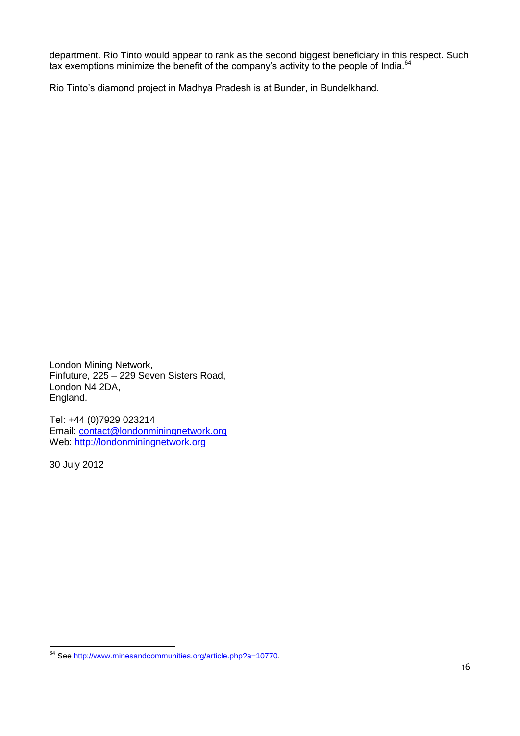department. Rio Tinto would appear to rank as the second biggest beneficiary in this respect. Such tax exemptions minimize the benefit of the company's activity to the people of India.[64]

Rio Tinto's diamond project in Madhya Pradesh is at Bunder, in Bundelkhand.

London Mining Network,
Finfuture, 225 – 229 Seven Sisters Road,
London N4 2DA,
England.

Tel: +44 (0)7929 023214
Email: contact@londonminingnetwork.org
Web: http://londonminingnetwork.org

30 July 2012

[64] See http://www.minesandcommunities.org/article.php?a=10770.